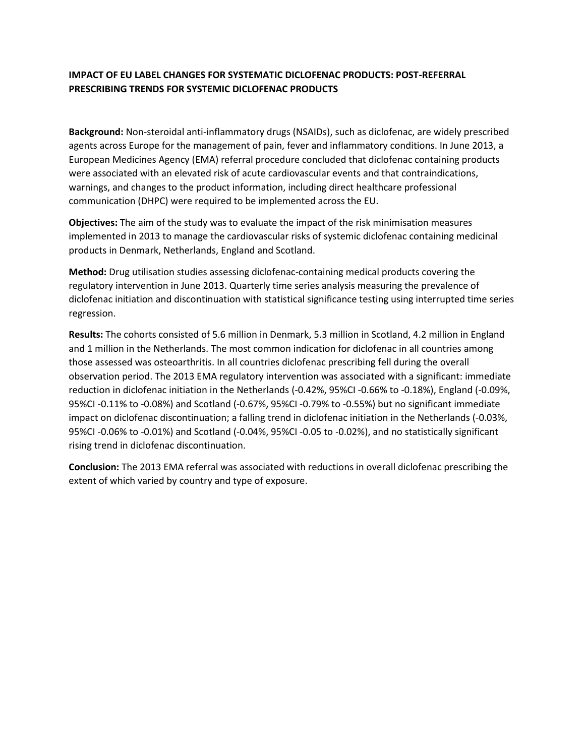**IMPACT OF EU LABEL CHANGES FOR SYSTEMATIC DICLOFENAC PRODUCTS: POST-REFERRAL PRESCRIBING TRENDS FOR SYSTEMIC DICLOFENAC PRODUCTS**

**Background:** Non-steroidal anti-inflammatory drugs (NSAIDs), such as diclofenac, are widely prescribed agents across Europe for the management of pain, fever and inflammatory conditions. In June 2013, a European Medicines Agency (EMA) referral procedure concluded that diclofenac containing products were associated with an elevated risk of acute cardiovascular events and that contraindications, warnings, and changes to the product information, including direct healthcare professional communication (DHPC) were required to be implemented across the EU.

**Objectives:** The aim of the study was to evaluate the impact of the risk minimisation measures implemented in 2013 to manage the cardiovascular risks of systemic diclofenac containing medicinal products in Denmark, Netherlands, England and Scotland.

**Method:** Drug utilisation studies assessing diclofenac-containing medical products covering the regulatory intervention in June 2013. Quarterly time series analysis measuring the prevalence of diclofenac initiation and discontinuation with statistical significance testing using interrupted time series regression.

**Results:** The cohorts consisted of 5.6 million in Denmark, 5.3 million in Scotland, 4.2 million in England and 1 million in the Netherlands. The most common indication for diclofenac in all countries among those assessed was osteoarthritis. In all countries diclofenac prescribing fell during the overall observation period. The 2013 EMA regulatory intervention was associated with a significant: immediate reduction in diclofenac initiation in the Netherlands (-0.42%, 95%CI -0.66% to -0.18%), England (-0.09%, 95%CI -0.11% to -0.08%) and Scotland (-0.67%, 95%CI -0.79% to -0.55%) but no significant immediate impact on diclofenac discontinuation; a falling trend in diclofenac initiation in the Netherlands (-0.03%, 95%CI -0.06% to -0.01%) and Scotland (-0.04%, 95%CI -0.05 to -0.02%), and no statistically significant rising trend in diclofenac discontinuation.

**Conclusion:** The 2013 EMA referral was associated with reductions in overall diclofenac prescribing the extent of which varied by country and type of exposure.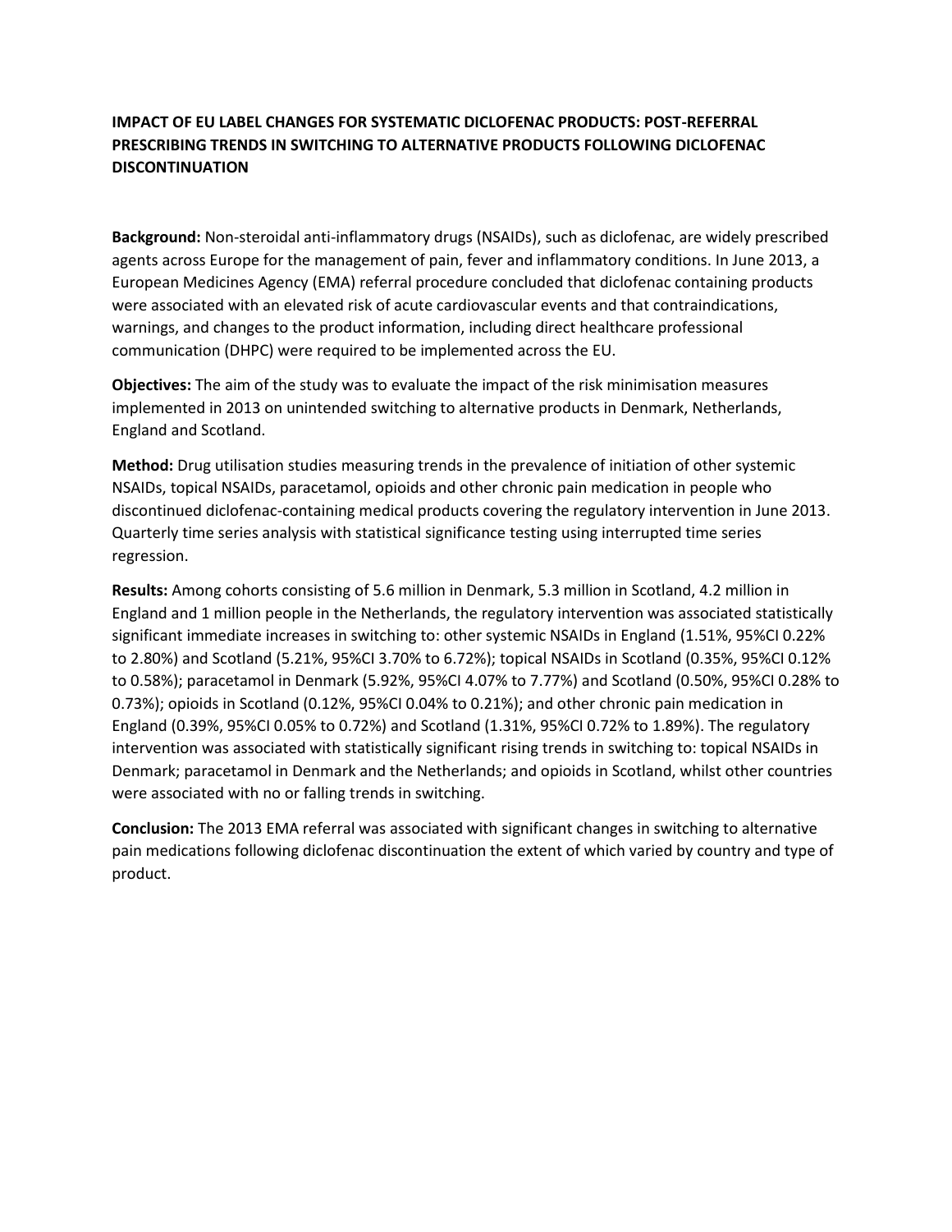**IMPACT OF EU LABEL CHANGES FOR SYSTEMATIC DICLOFENAC PRODUCTS: POST-REFERRAL PRESCRIBING TRENDS IN SWITCHING TO ALTERNATIVE PRODUCTS FOLLOWING DICLOFENAC DISCONTINUATION**

**Background:** Non-steroidal anti-inflammatory drugs (NSAIDs), such as diclofenac, are widely prescribed agents across Europe for the management of pain, fever and inflammatory conditions. In June 2013, a European Medicines Agency (EMA) referral procedure concluded that diclofenac containing products were associated with an elevated risk of acute cardiovascular events and that contraindications, warnings, and changes to the product information, including direct healthcare professional communication (DHPC) were required to be implemented across the EU.

**Objectives:** The aim of the study was to evaluate the impact of the risk minimisation measures implemented in 2013 on unintended switching to alternative products in Denmark, Netherlands, England and Scotland.

**Method:** Drug utilisation studies measuring trends in the prevalence of initiation of other systemic NSAIDs, topical NSAIDs, paracetamol, opioids and other chronic pain medication in people who discontinued diclofenac-containing medical products covering the regulatory intervention in June 2013. Quarterly time series analysis with statistical significance testing using interrupted time series regression.

**Results:** Among cohorts consisting of 5.6 million in Denmark, 5.3 million in Scotland, 4.2 million in England and 1 million people in the Netherlands, the regulatory intervention was associated statistically significant immediate increases in switching to: other systemic NSAIDs in England (1.51%, 95%CI 0.22% to 2.80%) and Scotland (5.21%, 95%CI 3.70% to 6.72%); topical NSAIDs in Scotland (0.35%, 95%CI 0.12% to 0.58%); paracetamol in Denmark (5.92%, 95%CI 4.07% to 7.77%) and Scotland (0.50%, 95%CI 0.28% to 0.73%); opioids in Scotland (0.12%, 95%CI 0.04% to 0.21%); and other chronic pain medication in England (0.39%, 95%CI 0.05% to 0.72%) and Scotland (1.31%, 95%CI 0.72% to 1.89%). The regulatory intervention was associated with statistically significant rising trends in switching to: topical NSAIDs in Denmark; paracetamol in Denmark and the Netherlands; and opioids in Scotland, whilst other countries were associated with no or falling trends in switching.

**Conclusion:** The 2013 EMA referral was associated with significant changes in switching to alternative pain medications following diclofenac discontinuation the extent of which varied by country and type of product.